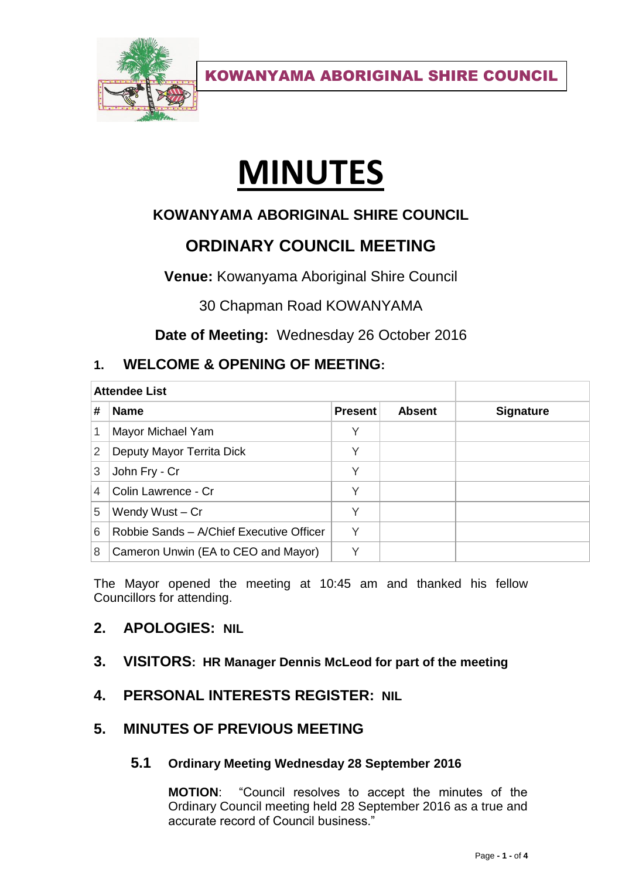**KOWANYAMA ABORIGINAL SHIRE COUNCIL**

# MINUTES

## KOWANYAMA ABORIGINAL SHIRE COUNCIL

## ORDINARY COUNCIL MEETING

**Venue:** Kowanyama Aboriginal Shire Council

30 Chapman Road KOWANYAMA

**Date of Meeting:** Wednesday 26 October 2016

## 1. WELCOME & OPENING OF MEETING:

| Attendee List | | | | |
|---|---|---|---|---|
| **#** | **Name** | **Present** | **Absent** | **Signature** |
| 1 | Mayor Michael Yam | Y | | |
| 2 | Deputy Mayor Territa Dick | Y | | |
| 3 | John Fry - Cr | Y | | |
| 4 | Colin Lawrence - Cr | Y | | |
| 5 | Wendy Wust – Cr | Y | | |
| 6 | Robbie Sands – A/Chief Executive Officer | Y | | |
| 8 | Cameron Unwin (EA to CEO and Mayor) | Y | | |

The Mayor opened the meeting at 10:45 am and thanked his fellow Councillors for attending.

## 2. APOLOGIES: NIL

## 3. VISITORS: HR Manager Dennis McLeod for part of the meeting

## 4. PERSONAL INTERESTS REGISTER: NIL

## 5. MINUTES OF PREVIOUS MEETING

### 5.1 Ordinary Meeting Wednesday 28 September 2016

**MOTION**: "Council resolves to accept the minutes of the Ordinary Council meeting held 28 September 2016 as a true and accurate record of Council business."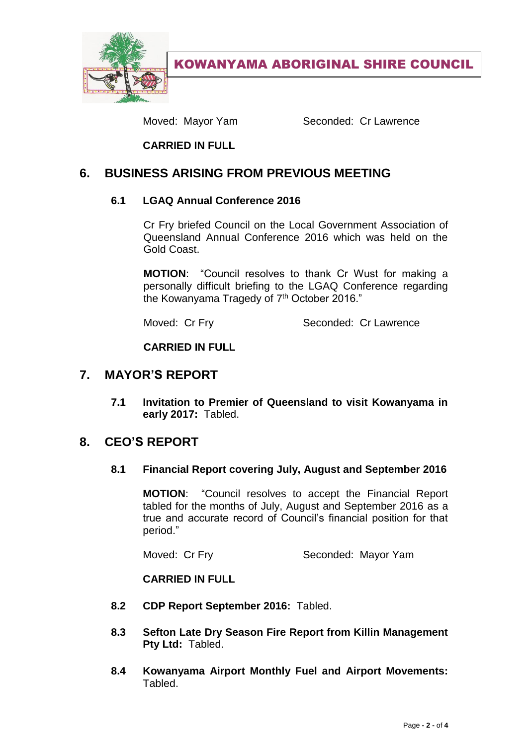Moved: Mayor Yam Seconded: Cr Lawrence

**CARRIED IN FULL**

## 6. BUSINESS ARISING FROM PREVIOUS MEETING

### 6.1 LGAQ Annual Conference 2016

Cr Fry briefed Council on the Local Government Association of Queensland Annual Conference 2016 which was held on the Gold Coast.

**MOTION**: "Council resolves to thank Cr Wust for making a personally difficult briefing to the LGAQ Conference regarding the Kowanyama Tragedy of 7th October 2016."

Moved: Cr Fry Seconded: Cr Lawrence

**CARRIED IN FULL**

## 7. MAYOR'S REPORT

**7.1 Invitation to Premier of Queensland to visit Kowanyama in early 2017:** Tabled.

## 8. CEO'S REPORT

### 8.1 Financial Report covering July, August and September 2016

**MOTION**: "Council resolves to accept the Financial Report tabled for the months of July, August and September 2016 as a true and accurate record of Council's financial position for that period."

Moved: Cr Fry Seconded: Mayor Yam

**CARRIED IN FULL**

**8.2 CDP Report September 2016:** Tabled.

**8.3 Sefton Late Dry Season Fire Report from Killin Management Pty Ltd:** Tabled.

**8.4 Kowanyama Airport Monthly Fuel and Airport Movements:** Tabled.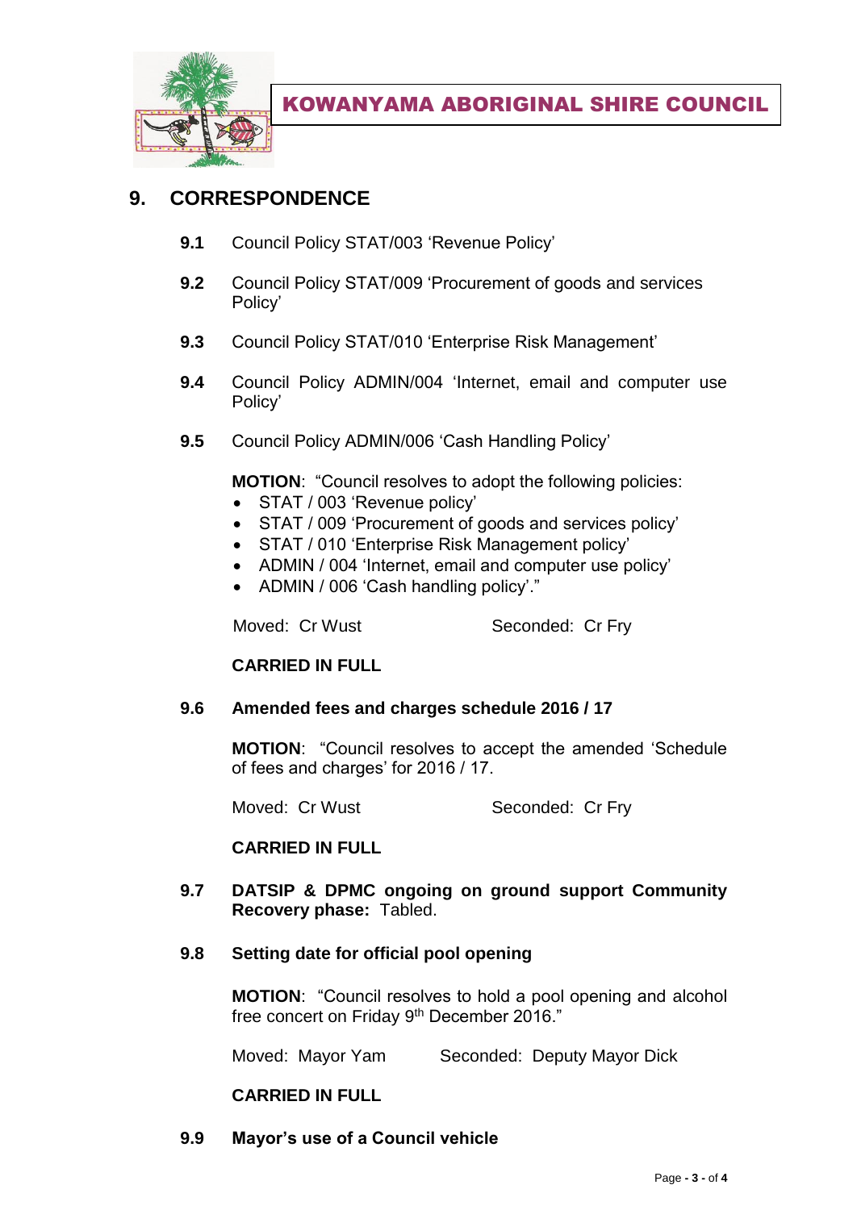# 9. CORRESPONDENCE

**9.1** Council Policy STAT/003 'Revenue Policy'

**9.2** Council Policy STAT/009 'Procurement of goods and services Policy'

**9.3** Council Policy STAT/010 'Enterprise Risk Management'

**9.4** Council Policy ADMIN/004 'Internet, email and computer use Policy'

**9.5** Council Policy ADMIN/006 'Cash Handling Policy'

**MOTION**: "Council resolves to adopt the following policies:

- STAT / 003 'Revenue policy'
- STAT / 009 'Procurement of goods and services policy'
- STAT / 010 'Enterprise Risk Management policy'
- ADMIN / 004 'Internet, email and computer use policy'
- ADMIN / 006 'Cash handling policy'."

Moved: Cr Wust Seconded: Cr Fry

**CARRIED IN FULL**

**9.6 Amended fees and charges schedule 2016 / 17**

**MOTION**: "Council resolves to accept the amended 'Schedule of fees and charges' for 2016 / 17.

Moved: Cr Wust Seconded: Cr Fry

**CARRIED IN FULL**

**9.7 DATSIP & DPMC ongoing on ground support Community Recovery phase:** Tabled.

**9.8 Setting date for official pool opening**

**MOTION**: "Council resolves to hold a pool opening and alcohol free concert on Friday 9th December 2016."

Moved: Mayor Yam Seconded: Deputy Mayor Dick

**CARRIED IN FULL**

**9.9 Mayor's use of a Council vehicle**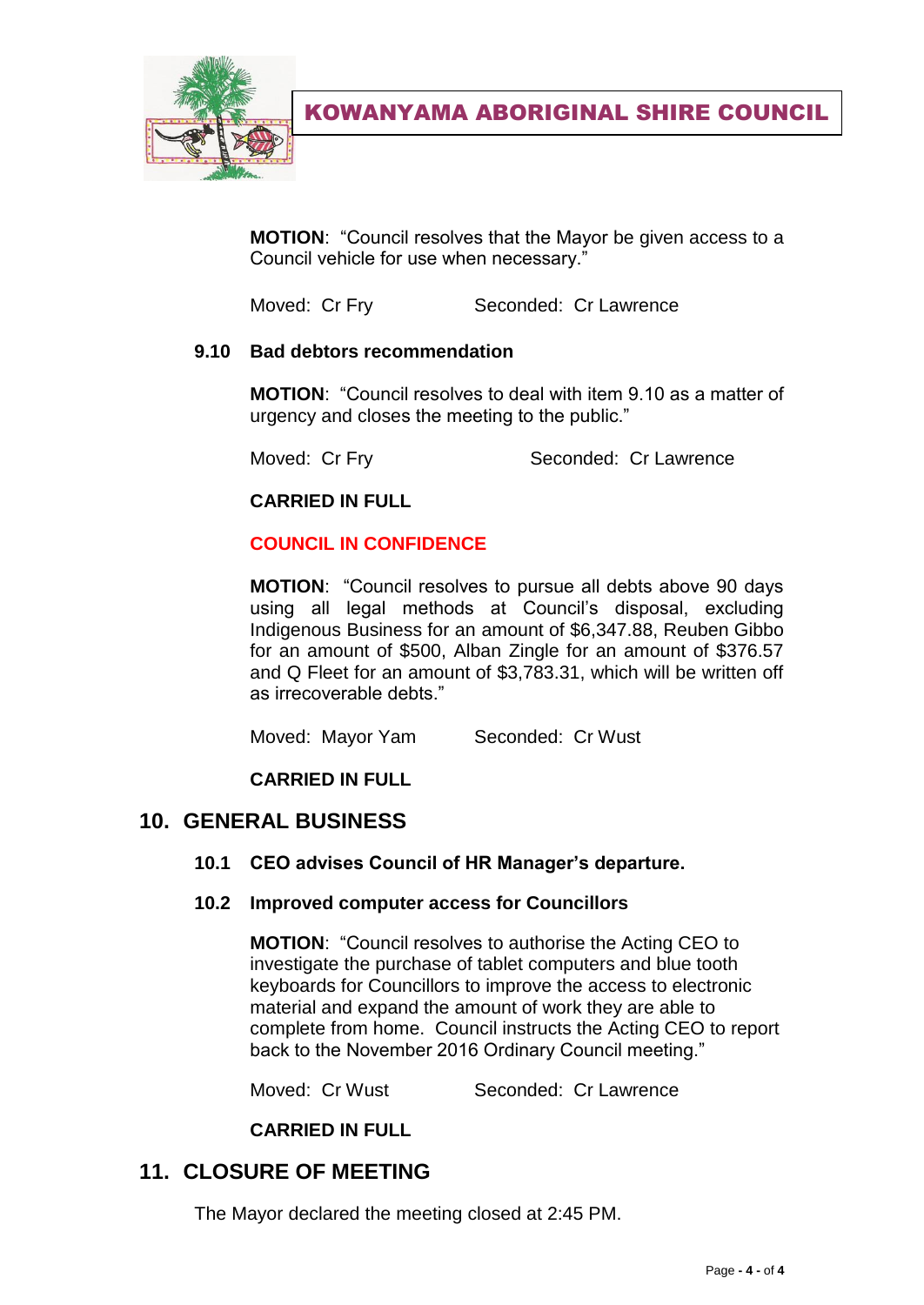**MOTION**: "Council resolves that the Mayor be given access to a Council vehicle for use when necessary."

Moved: Cr Fry Seconded: Cr Lawrence

### 9.10 Bad debtors recommendation

**MOTION**: "Council resolves to deal with item 9.10 as a matter of urgency and closes the meeting to the public."

Moved: Cr Fry Seconded: Cr Lawrence

**CARRIED IN FULL**

**COUNCIL IN CONFIDENCE**

**MOTION**: "Council resolves to pursue all debts above 90 days using all legal methods at Council's disposal, excluding Indigenous Business for an amount of $6,347.88, Reuben Gibbo for an amount of $500, Alban Zingle for an amount of $376.57 and Q Fleet for an amount of $3,783.31, which will be written off as irrecoverable debts."

Moved: Mayor Yam Seconded: Cr Wust

**CARRIED IN FULL**

## 10. GENERAL BUSINESS

### 10.1 CEO advises Council of HR Manager's departure.

### 10.2 Improved computer access for Councillors

**MOTION**: "Council resolves to authorise the Acting CEO to investigate the purchase of tablet computers and blue tooth keyboards for Councillors to improve the access to electronic material and expand the amount of work they are able to complete from home. Council instructs the Acting CEO to report back to the November 2016 Ordinary Council meeting."

Moved: Cr Wust Seconded: Cr Lawrence

**CARRIED IN FULL**

## 11. CLOSURE OF MEETING

The Mayor declared the meeting closed at 2:45 PM.